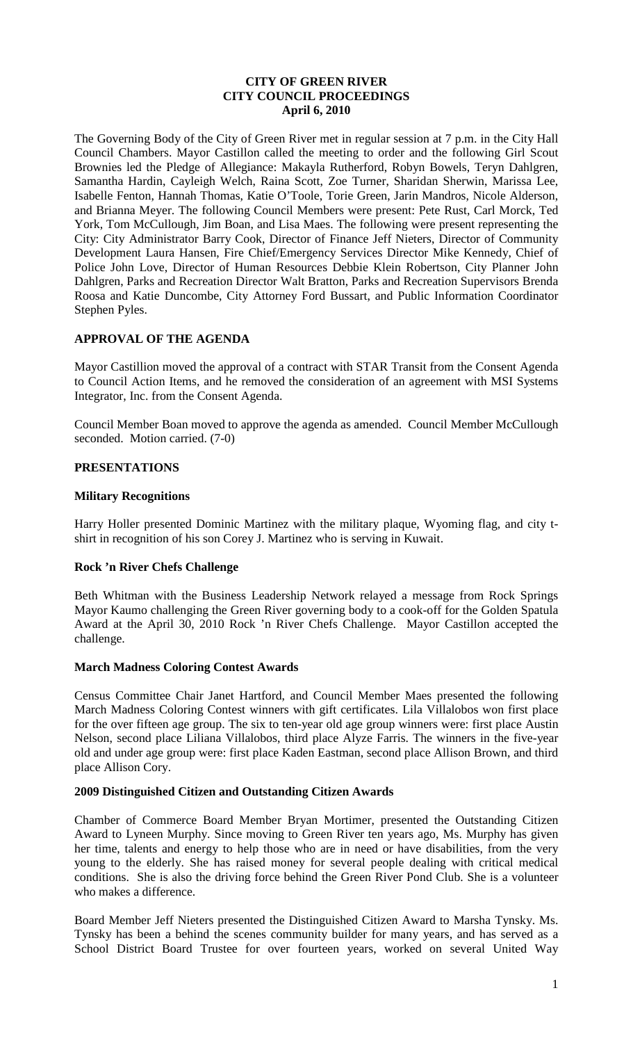**CITY OF GREEN RIVER**
**CITY COUNCIL PROCEEDINGS**
**April 6, 2010**

The Governing Body of the City of Green River met in regular session at 7 p.m. in the City Hall Council Chambers. Mayor Castillon called the meeting to order and the following Girl Scout Brownies led the Pledge of Allegiance: Makayla Rutherford, Robyn Bowels, Teryn Dahlgren, Samantha Hardin, Cayleigh Welch, Raina Scott, Zoe Turner, Sharidan Sherwin, Marissa Lee, Isabelle Fenton, Hannah Thomas, Katie O'Toole, Torie Green, Jarin Mandros, Nicole Alderson, and Brianna Meyer. The following Council Members were present: Pete Rust, Carl Morck, Ted York, Tom McCullough, Jim Boan, and Lisa Maes. The following were present representing the City: City Administrator Barry Cook, Director of Finance Jeff Nieters, Director of Community Development Laura Hansen, Fire Chief/Emergency Services Director Mike Kennedy, Chief of Police John Love, Director of Human Resources Debbie Klein Robertson, City Planner John Dahlgren, Parks and Recreation Director Walt Bratton, Parks and Recreation Supervisors Brenda Roosa and Katie Duncombe, City Attorney Ford Bussart, and Public Information Coordinator Stephen Pyles.

## APPROVAL OF THE AGENDA

Mayor Castillion moved the approval of a contract with STAR Transit from the Consent Agenda to Council Action Items, and he removed the consideration of an agreement with MSI Systems Integrator, Inc. from the Consent Agenda.

Council Member Boan moved to approve the agenda as amended. Council Member McCullough seconded. Motion carried. (7-0)

## PRESENTATIONS

### Military Recognitions

Harry Holler presented Dominic Martinez with the military plaque, Wyoming flag, and city t-shirt in recognition of his son Corey J. Martinez who is serving in Kuwait.

### Rock 'n River Chefs Challenge

Beth Whitman with the Business Leadership Network relayed a message from Rock Springs Mayor Kaumo challenging the Green River governing body to a cook-off for the Golden Spatula Award at the April 30, 2010 Rock 'n River Chefs Challenge. Mayor Castillon accepted the challenge.

### March Madness Coloring Contest Awards

Census Committee Chair Janet Hartford, and Council Member Maes presented the following March Madness Coloring Contest winners with gift certificates. Lila Villalobos won first place for the over fifteen age group. The six to ten-year old age group winners were: first place Austin Nelson, second place Liliana Villalobos, third place Alyze Farris. The winners in the five-year old and under age group were: first place Kaden Eastman, second place Allison Brown, and third place Allison Cory.

### 2009 Distinguished Citizen and Outstanding Citizen Awards

Chamber of Commerce Board Member Bryan Mortimer, presented the Outstanding Citizen Award to Lyneen Murphy. Since moving to Green River ten years ago, Ms. Murphy has given her time, talents and energy to help those who are in need or have disabilities, from the very young to the elderly. She has raised money for several people dealing with critical medical conditions. She is also the driving force behind the Green River Pond Club. She is a volunteer who makes a difference.

Board Member Jeff Nieters presented the Distinguished Citizen Award to Marsha Tynsky. Ms. Tynsky has been a behind the scenes community builder for many years, and has served as a School District Board Trustee for over fourteen years, worked on several United Way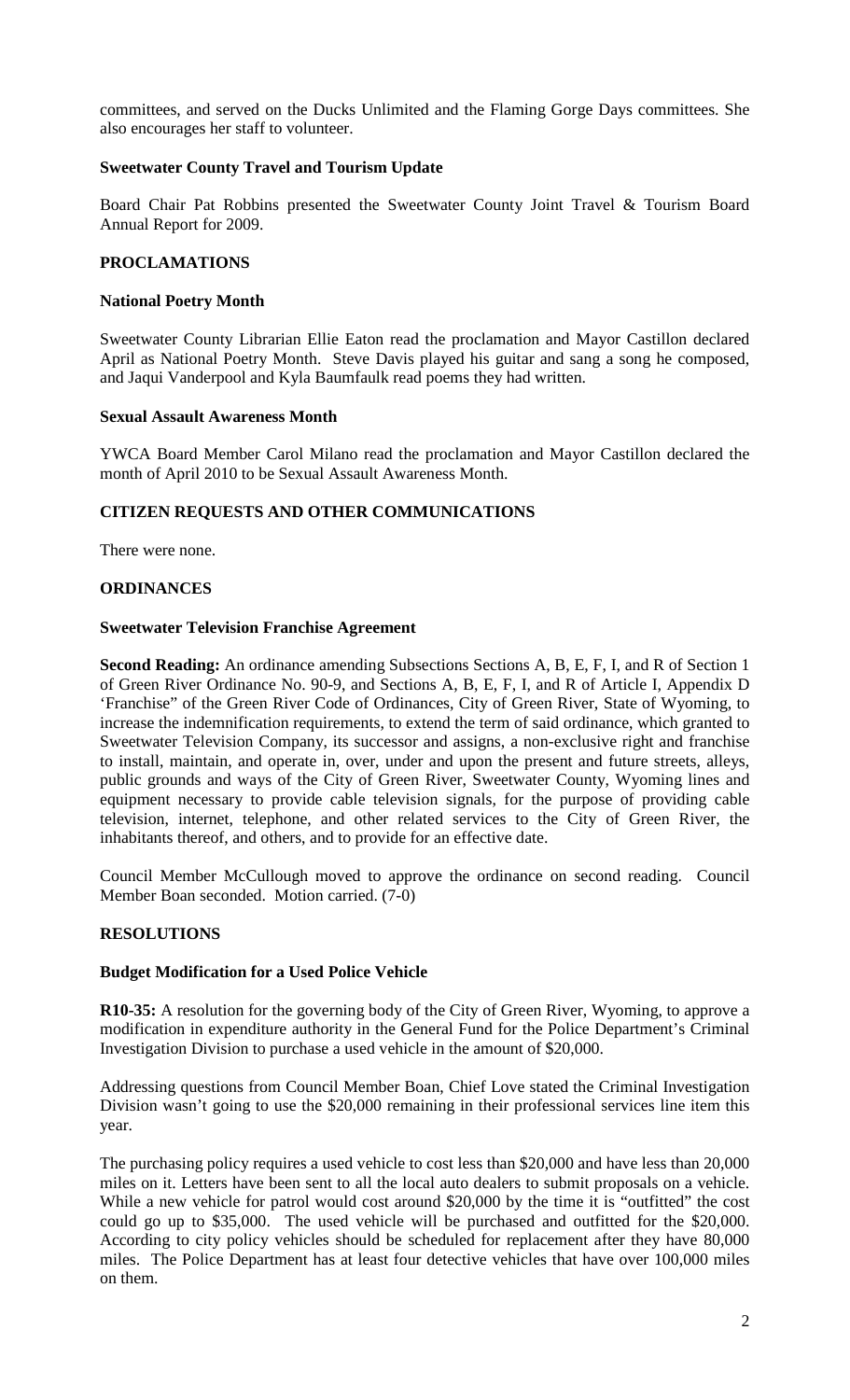committees, and served on the Ducks Unlimited and the Flaming Gorge Days committees. She also encourages her staff to volunteer.

**Sweetwater County Travel and Tourism Update**

Board Chair Pat Robbins presented the Sweetwater County Joint Travel & Tourism Board Annual Report for 2009.

## PROCLAMATIONS

**National Poetry Month**

Sweetwater County Librarian Ellie Eaton read the proclamation and Mayor Castillon declared April as National Poetry Month. Steve Davis played his guitar and sang a song he composed, and Jaqui Vanderpool and Kyla Baumfaulk read poems they had written.

**Sexual Assault Awareness Month**

YWCA Board Member Carol Milano read the proclamation and Mayor Castillon declared the month of April 2010 to be Sexual Assault Awareness Month.

## CITIZEN REQUESTS AND OTHER COMMUNICATIONS

There were none.

## ORDINANCES

**Sweetwater Television Franchise Agreement**

**Second Reading:** An ordinance amending Subsections Sections A, B, E, F, I, and R of Section 1 of Green River Ordinance No. 90-9, and Sections A, B, E, F, I, and R of Article I, Appendix D 'Franchise" of the Green River Code of Ordinances, City of Green River, State of Wyoming, to increase the indemnification requirements, to extend the term of said ordinance, which granted to Sweetwater Television Company, its successor and assigns, a non-exclusive right and franchise to install, maintain, and operate in, over, under and upon the present and future streets, alleys, public grounds and ways of the City of Green River, Sweetwater County, Wyoming lines and equipment necessary to provide cable television signals, for the purpose of providing cable television, internet, telephone, and other related services to the City of Green River, the inhabitants thereof, and others, and to provide for an effective date.

Council Member McCullough moved to approve the ordinance on second reading. Council Member Boan seconded. Motion carried. (7-0)

## RESOLUTIONS

**Budget Modification for a Used Police Vehicle**

**R10-35:** A resolution for the governing body of the City of Green River, Wyoming, to approve a modification in expenditure authority in the General Fund for the Police Department's Criminal Investigation Division to purchase a used vehicle in the amount of $20,000.

Addressing questions from Council Member Boan, Chief Love stated the Criminal Investigation Division wasn't going to use the $20,000 remaining in their professional services line item this year.

The purchasing policy requires a used vehicle to cost less than $20,000 and have less than 20,000 miles on it. Letters have been sent to all the local auto dealers to submit proposals on a vehicle. While a new vehicle for patrol would cost around $20,000 by the time it is "outfitted" the cost could go up to $35,000. The used vehicle will be purchased and outfitted for the $20,000. According to city policy vehicles should be scheduled for replacement after they have 80,000 miles. The Police Department has at least four detective vehicles that have over 100,000 miles on them.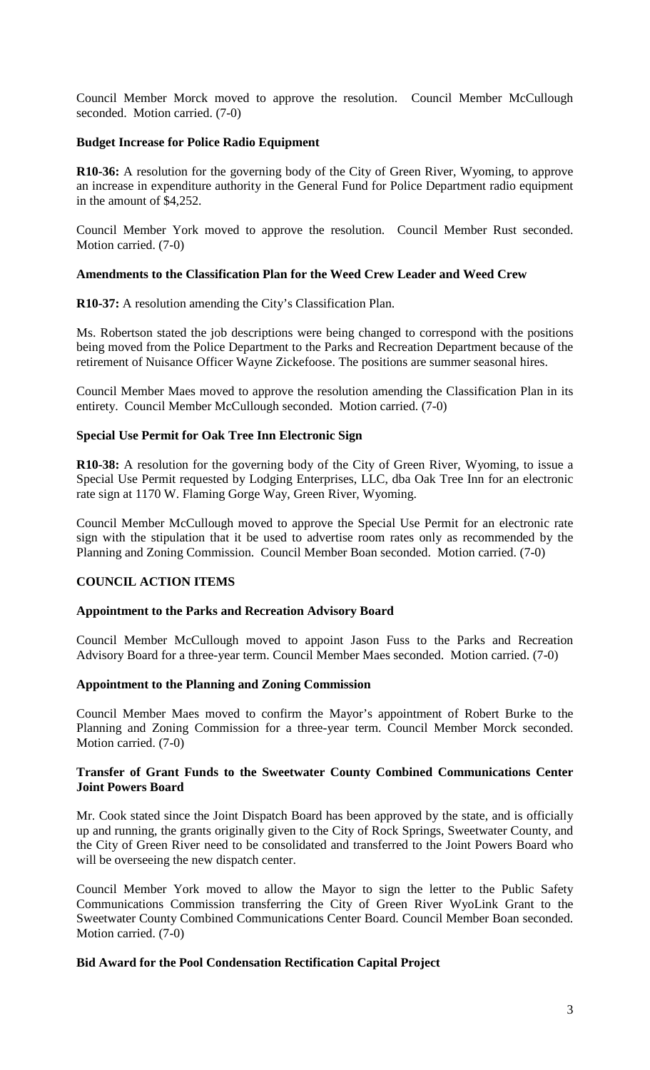Council Member Morck moved to approve the resolution. Council Member McCullough seconded. Motion carried. (7-0)

**Budget Increase for Police Radio Equipment**

**R10-36:** A resolution for the governing body of the City of Green River, Wyoming, to approve an increase in expenditure authority in the General Fund for Police Department radio equipment in the amount of $4,252.

Council Member York moved to approve the resolution. Council Member Rust seconded. Motion carried. (7-0)

**Amendments to the Classification Plan for the Weed Crew Leader and Weed Crew**

**R10-37:** A resolution amending the City's Classification Plan.

Ms. Robertson stated the job descriptions were being changed to correspond with the positions being moved from the Police Department to the Parks and Recreation Department because of the retirement of Nuisance Officer Wayne Zickefoose. The positions are summer seasonal hires.

Council Member Maes moved to approve the resolution amending the Classification Plan in its entirety. Council Member McCullough seconded. Motion carried. (7-0)

**Special Use Permit for Oak Tree Inn Electronic Sign**

**R10-38:** A resolution for the governing body of the City of Green River, Wyoming, to issue a Special Use Permit requested by Lodging Enterprises, LLC, dba Oak Tree Inn for an electronic rate sign at 1170 W. Flaming Gorge Way, Green River, Wyoming.

Council Member McCullough moved to approve the Special Use Permit for an electronic rate sign with the stipulation that it be used to advertise room rates only as recommended by the Planning and Zoning Commission. Council Member Boan seconded. Motion carried. (7-0)

**COUNCIL ACTION ITEMS**

**Appointment to the Parks and Recreation Advisory Board**

Council Member McCullough moved to appoint Jason Fuss to the Parks and Recreation Advisory Board for a three-year term. Council Member Maes seconded. Motion carried. (7-0)

**Appointment to the Planning and Zoning Commission**

Council Member Maes moved to confirm the Mayor's appointment of Robert Burke to the Planning and Zoning Commission for a three-year term. Council Member Morck seconded. Motion carried. (7-0)

**Transfer of Grant Funds to the Sweetwater County Combined Communications Center Joint Powers Board**

Mr. Cook stated since the Joint Dispatch Board has been approved by the state, and is officially up and running, the grants originally given to the City of Rock Springs, Sweetwater County, and the City of Green River need to be consolidated and transferred to the Joint Powers Board who will be overseeing the new dispatch center.

Council Member York moved to allow the Mayor to sign the letter to the Public Safety Communications Commission transferring the City of Green River WyoLink Grant to the Sweetwater County Combined Communications Center Board. Council Member Boan seconded. Motion carried. (7-0)

**Bid Award for the Pool Condensation Rectification Capital Project**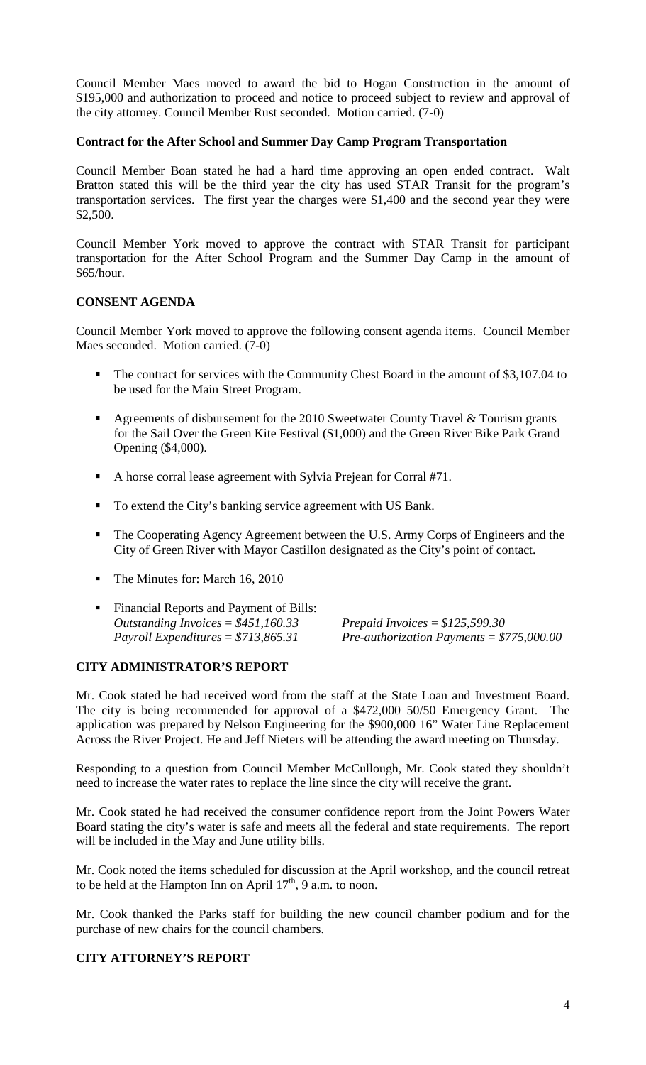Council Member Maes moved to award the bid to Hogan Construction in the amount of $195,000 and authorization to proceed and notice to proceed subject to review and approval of the city attorney. Council Member Rust seconded. Motion carried. (7-0)

**Contract for the After School and Summer Day Camp Program Transportation**

Council Member Boan stated he had a hard time approving an open ended contract. Walt Bratton stated this will be the third year the city has used STAR Transit for the program's transportation services. The first year the charges were $1,400 and the second year they were $2,500.

Council Member York moved to approve the contract with STAR Transit for participant transportation for the After School Program and the Summer Day Camp in the amount of $65/hour.

## CONSENT AGENDA

Council Member York moved to approve the following consent agenda items. Council Member Maes seconded. Motion carried. (7-0)

- The contract for services with the Community Chest Board in the amount of $3,107.04 to be used for the Main Street Program.
- Agreements of disbursement for the 2010 Sweetwater County Travel & Tourism grants for the Sail Over the Green Kite Festival ($1,000) and the Green River Bike Park Grand Opening ($4,000).
- A horse corral lease agreement with Sylvia Prejean for Corral #71.
- To extend the City's banking service agreement with US Bank.
- The Cooperating Agency Agreement between the U.S. Army Corps of Engineers and the City of Green River with Mayor Castillon designated as the City's point of contact.
- The Minutes for: March 16, 2010
- Financial Reports and Payment of Bills:
  *Outstanding Invoices = $451,160.33* *Prepaid Invoices = $125,599.30*
  *Payroll Expenditures = $713,865.31* *Pre-authorization Payments = $775,000.00*

## CITY ADMINISTRATOR'S REPORT

Mr. Cook stated he had received word from the staff at the State Loan and Investment Board. The city is being recommended for approval of a $472,000 50/50 Emergency Grant. The application was prepared by Nelson Engineering for the $900,000 16" Water Line Replacement Across the River Project. He and Jeff Nieters will be attending the award meeting on Thursday.

Responding to a question from Council Member McCullough, Mr. Cook stated they shouldn't need to increase the water rates to replace the line since the city will receive the grant.

Mr. Cook stated he had received the consumer confidence report from the Joint Powers Water Board stating the city's water is safe and meets all the federal and state requirements. The report will be included in the May and June utility bills.

Mr. Cook noted the items scheduled for discussion at the April workshop, and the council retreat to be held at the Hampton Inn on April 17th, 9 a.m. to noon.

Mr. Cook thanked the Parks staff for building the new council chamber podium and for the purchase of new chairs for the council chambers.

## CITY ATTORNEY'S REPORT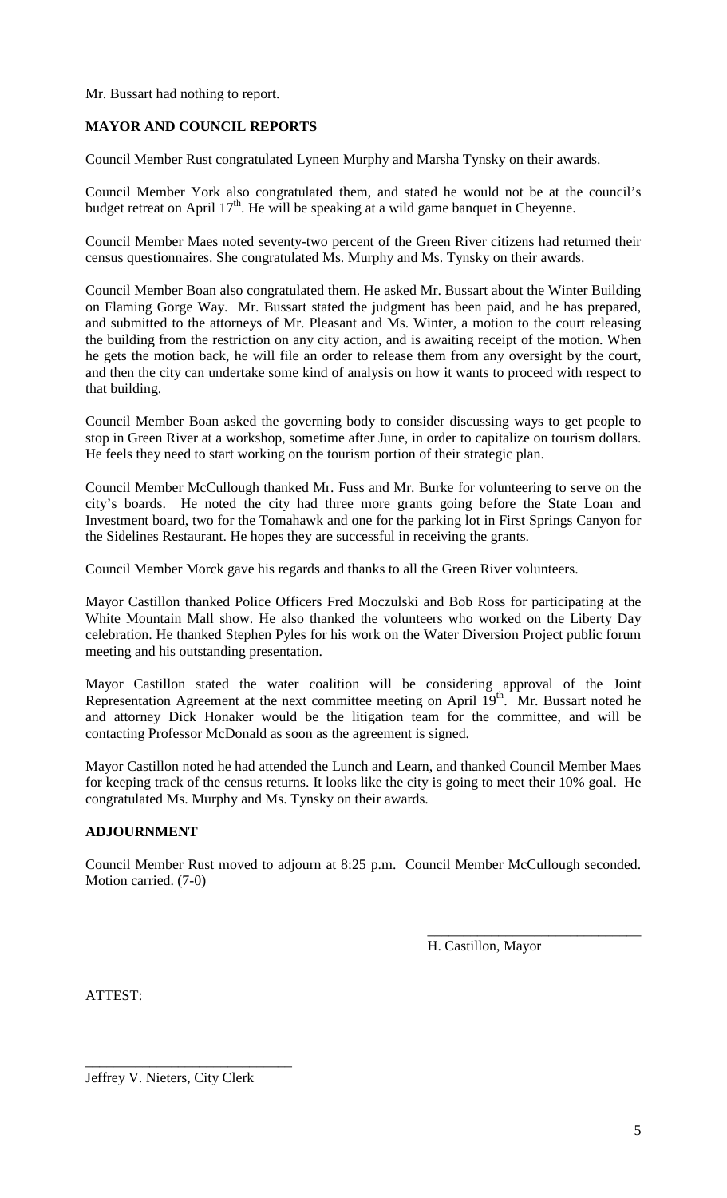Mr. Bussart had nothing to report.

## MAYOR AND COUNCIL REPORTS

Council Member Rust congratulated Lyneen Murphy and Marsha Tynsky on their awards.

Council Member York also congratulated them, and stated he would not be at the council's budget retreat on April 17th. He will be speaking at a wild game banquet in Cheyenne.

Council Member Maes noted seventy-two percent of the Green River citizens had returned their census questionnaires. She congratulated Ms. Murphy and Ms. Tynsky on their awards.

Council Member Boan also congratulated them. He asked Mr. Bussart about the Winter Building on Flaming Gorge Way. Mr. Bussart stated the judgment has been paid, and he has prepared, and submitted to the attorneys of Mr. Pleasant and Ms. Winter, a motion to the court releasing the building from the restriction on any city action, and is awaiting receipt of the motion. When he gets the motion back, he will file an order to release them from any oversight by the court, and then the city can undertake some kind of analysis on how it wants to proceed with respect to that building.

Council Member Boan asked the governing body to consider discussing ways to get people to stop in Green River at a workshop, sometime after June, in order to capitalize on tourism dollars. He feels they need to start working on the tourism portion of their strategic plan.

Council Member McCullough thanked Mr. Fuss and Mr. Burke for volunteering to serve on the city's boards. He noted the city had three more grants going before the State Loan and Investment board, two for the Tomahawk and one for the parking lot in First Springs Canyon for the Sidelines Restaurant. He hopes they are successful in receiving the grants.

Council Member Morck gave his regards and thanks to all the Green River volunteers.

Mayor Castillon thanked Police Officers Fred Moczulski and Bob Ross for participating at the White Mountain Mall show. He also thanked the volunteers who worked on the Liberty Day celebration. He thanked Stephen Pyles for his work on the Water Diversion Project public forum meeting and his outstanding presentation.

Mayor Castillon stated the water coalition will be considering approval of the Joint Representation Agreement at the next committee meeting on April 19th. Mr. Bussart noted he and attorney Dick Honaker would be the litigation team for the committee, and will be contacting Professor McDonald as soon as the agreement is signed.

Mayor Castillon noted he had attended the Lunch and Learn, and thanked Council Member Maes for keeping track of the census returns. It looks like the city is going to meet their 10% goal. He congratulated Ms. Murphy and Ms. Tynsky on their awards.

## ADJOURNMENT

Council Member Rust moved to adjourn at 8:25 p.m. Council Member McCullough seconded. Motion carried. (7-0)

\_\_\_\_\_\_\_\_\_\_\_\_\_\_\_\_\_\_\_\_\_\_\_\_\_\_\_\_\_\_
H. Castillon, Mayor

ATTEST:

\_\_\_\_\_\_\_\_\_\_\_\_\_\_\_\_\_\_\_\_\_\_\_\_\_\_\_\_\_\_
Jeffrey V. Nieters, City Clerk